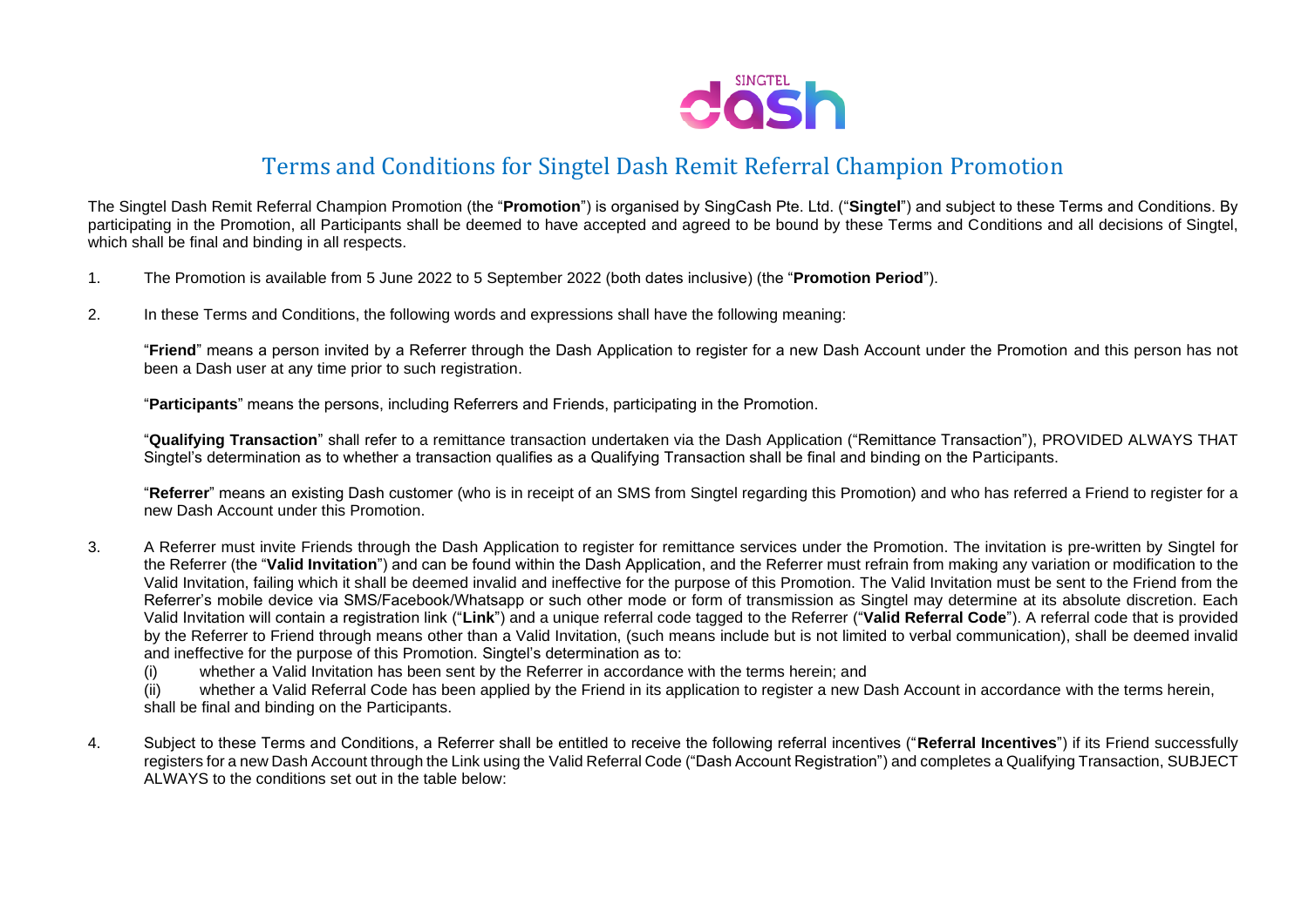# Terms and Conditions for Singtel Dash Remit Referral Champion Promotion

The Singtel Dash Remit Referral Champion Promotion (the "**Promotion**") is organised by SingCash Pte. Ltd. ("**Singtel**") and subject to these Terms and Conditions. By participating in the Promotion, all Participants shall be deemed to have accepted and agreed to be bound by these Terms and Conditions and all decisions of Singtel, which shall be final and binding in all respects.

1. The Promotion is available from 5 June 2022 to 5 September 2022 (both dates inclusive) (the "**Promotion Period**").

2. In these Terms and Conditions, the following words and expressions shall have the following meaning:

   "**Friend**" means a person invited by a Referrer through the Dash Application to register for a new Dash Account under the Promotion and this person has not been a Dash user at any time prior to such registration.

   "**Participants**" means the persons, including Referrers and Friends, participating in the Promotion.

   "**Qualifying Transaction**" shall refer to a remittance transaction undertaken via the Dash Application ("Remittance Transaction"), PROVIDED ALWAYS THAT Singtel's determination as to whether a transaction qualifies as a Qualifying Transaction shall be final and binding on the Participants.

   "**Referrer**" means an existing Dash customer (who is in receipt of an SMS from Singtel regarding this Promotion) and who has referred a Friend to register for a new Dash Account under this Promotion.

3. A Referrer must invite Friends through the Dash Application to register for remittance services under the Promotion. The invitation is pre-written by Singtel for the Referrer (the "**Valid Invitation**") and can be found within the Dash Application, and the Referrer must refrain from making any variation or modification to the Valid Invitation, failing which it shall be deemed invalid and ineffective for the purpose of this Promotion. The Valid Invitation must be sent to the Friend from the Referrer's mobile device via SMS/Facebook/Whatsapp or such other mode or form of transmission as Singtel may determine at its absolute discretion. Each Valid Invitation will contain a registration link ("**Link**") and a unique referral code tagged to the Referrer ("**Valid Referral Code**"). A referral code that is provided by the Referrer to Friend through means other than a Valid Invitation, (such means include but is not limited to verbal communication), shall be deemed invalid and ineffective for the purpose of this Promotion. Singtel's determination as to:
   (i) whether a Valid Invitation has been sent by the Referrer in accordance with the terms herein; and
   (ii) whether a Valid Referral Code has been applied by the Friend in its application to register a new Dash Account in accordance with the terms herein,
   shall be final and binding on the Participants.

4. Subject to these Terms and Conditions, a Referrer shall be entitled to receive the following referral incentives ("**Referral Incentives**") if its Friend successfully registers for a new Dash Account through the Link using the Valid Referral Code ("Dash Account Registration") and completes a Qualifying Transaction, SUBJECT ALWAYS to the conditions set out in the table below: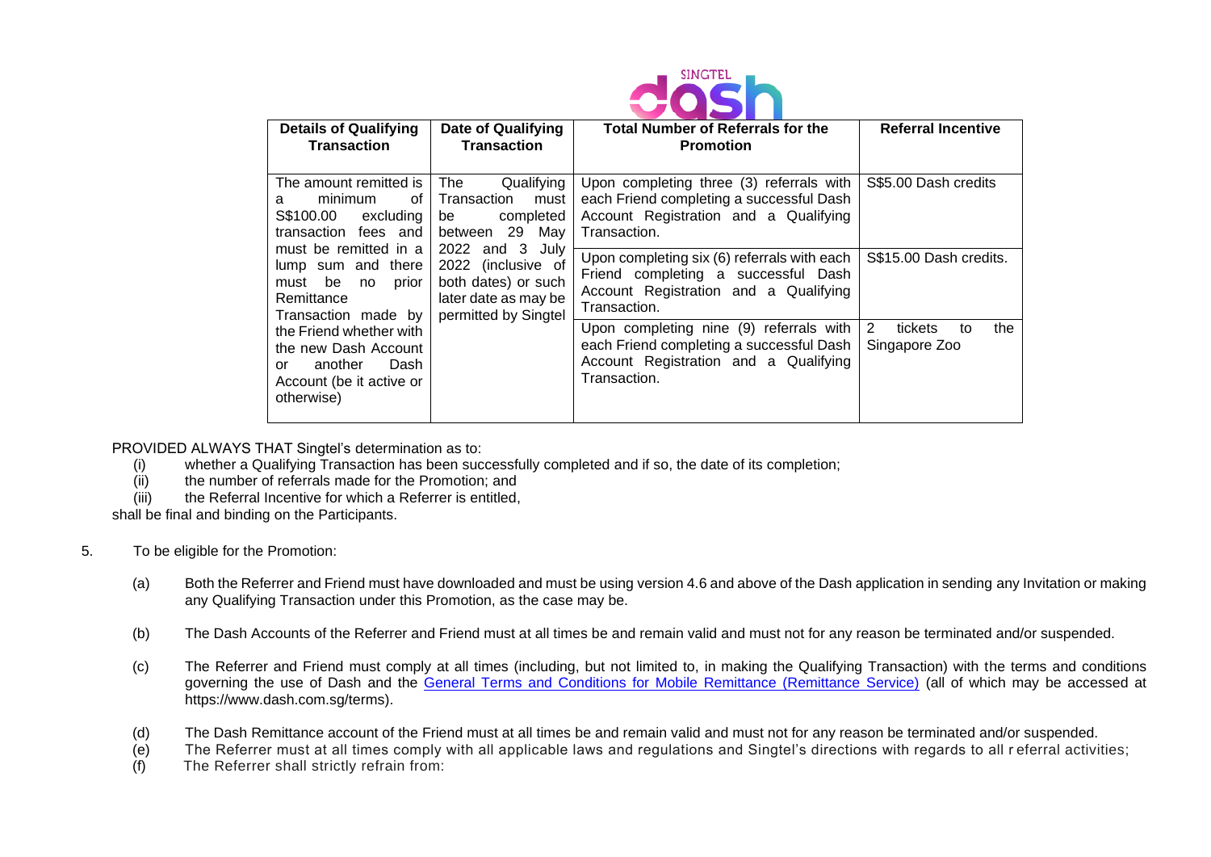| Details of Qualifying Transaction | Date of Qualifying Transaction | Total Number of Referrals for the Promotion | Referral Incentive |
|---|---|---|---|
| The amount remitted is a minimum of S$100.00 excluding transaction fees and must be remitted in a lump sum and there must be no prior Remittance Transaction made by the Friend whether with the new Dash Account or another Dash Account (be it active or otherwise) | The Qualifying Transaction must be completed between 29 May 2022 and 3 July 2022 (inclusive of both dates) or such later date as may be permitted by Singtel | Upon completing three (3) referrals with each Friend completing a successful Dash Account Registration and a Qualifying Transaction. | S$5.00 Dash credits |
| | | Upon completing six (6) referrals with each Friend completing a successful Dash Account Registration and a Qualifying Transaction. | S$15.00 Dash credits. |
| | | Upon completing nine (9) referrals with each Friend completing a successful Dash Account Registration and a Qualifying Transaction. | 2 tickets to the Singapore Zoo |

PROVIDED ALWAYS THAT Singtel's determination as to:

(i) whether a Qualifying Transaction has been successfully completed and if so, the date of its completion;
(ii) the number of referrals made for the Promotion; and
(iii) the Referral Incentive for which a Referrer is entitled,

shall be final and binding on the Participants.

5. To be eligible for the Promotion:

(a) Both the Referrer and Friend must have downloaded and must be using version 4.6 and above of the Dash application in sending any Invitation or making any Qualifying Transaction under this Promotion, as the case may be.

(b) The Dash Accounts of the Referrer and Friend must at all times be and remain valid and must not for any reason be terminated and/or suspended.

(c) The Referrer and Friend must comply at all times (including, but not limited to, in making the Qualifying Transaction) with the terms and conditions governing the use of Dash and the General Terms and Conditions for Mobile Remittance (Remittance Service) (all of which may be accessed at https://www.dash.com.sg/terms).

(d) The Dash Remittance account of the Friend must at all times be and remain valid and must not for any reason be terminated and/or suspended.

(e) The Referrer must at all times comply with all applicable laws and regulations and Singtel's directions with regards to all referral activities;

(f) The Referrer shall strictly refrain from: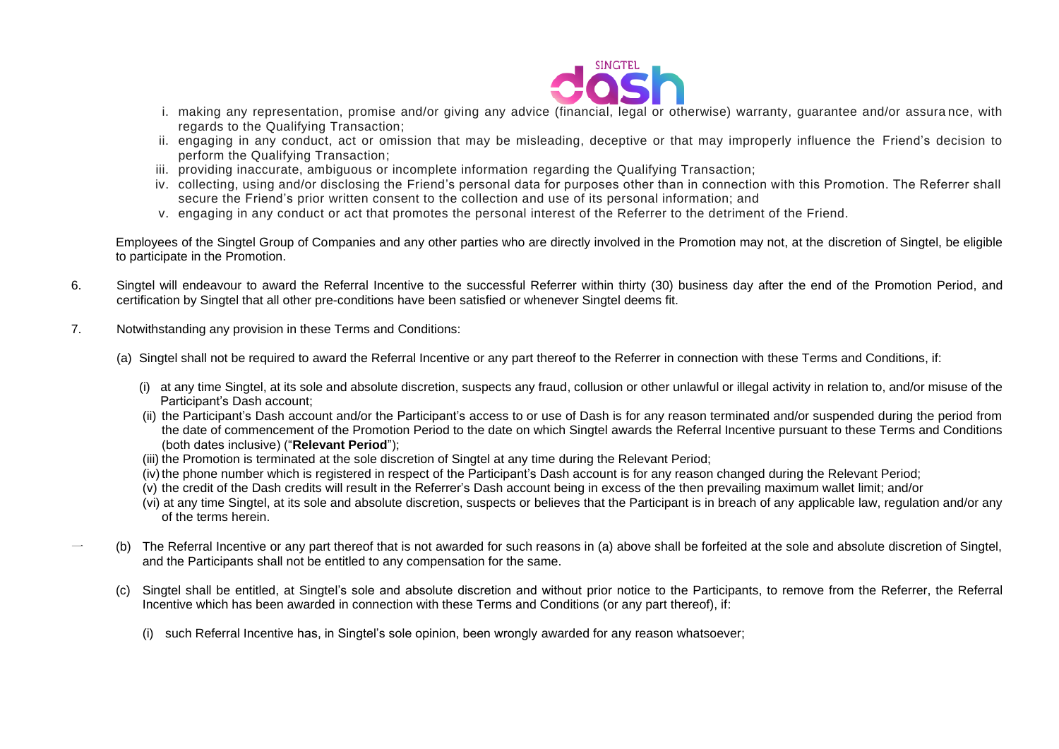i. making any representation, promise and/or giving any advice (financial, legal or otherwise) warranty, guarantee and/or assurance, with regards to the Qualifying Transaction;
ii. engaging in any conduct, act or omission that may be misleading, deceptive or that may improperly influence the Friend's decision to perform the Qualifying Transaction;
iii. providing inaccurate, ambiguous or incomplete information regarding the Qualifying Transaction;
iv. collecting, using and/or disclosing the Friend's personal data for purposes other than in connection with this Promotion. The Referrer shall secure the Friend's prior written consent to the collection and use of its personal information; and
v. engaging in any conduct or act that promotes the personal interest of the Referrer to the detriment of the Friend.

Employees of the Singtel Group of Companies and any other parties who are directly involved in the Promotion may not, at the discretion of Singtel, be eligible to participate in the Promotion.

6. Singtel will endeavour to award the Referral Incentive to the successful Referrer within thirty (30) business day after the end of the Promotion Period, and certification by Singtel that all other pre-conditions have been satisfied or whenever Singtel deems fit.

7. Notwithstanding any provision in these Terms and Conditions:

(a) Singtel shall not be required to award the Referral Incentive or any part thereof to the Referrer in connection with these Terms and Conditions, if:

(i) at any time Singtel, at its sole and absolute discretion, suspects any fraud, collusion or other unlawful or illegal activity in relation to, and/or misuse of the Participant's Dash account;
(ii) the Participant's Dash account and/or the Participant's access to or use of Dash is for any reason terminated and/or suspended during the period from the date of commencement of the Promotion Period to the date on which Singtel awards the Referral Incentive pursuant to these Terms and Conditions (both dates inclusive) ("**Relevant Period**");
(iii) the Promotion is terminated at the sole discretion of Singtel at any time during the Relevant Period;
(iv) the phone number which is registered in respect of the Participant's Dash account is for any reason changed during the Relevant Period;
(v) the credit of the Dash credits will result in the Referrer's Dash account being in excess of the then prevailing maximum wallet limit; and/or
(vi) at any time Singtel, at its sole and absolute discretion, suspects or believes that the Participant is in breach of any applicable law, regulation and/or any of the terms herein.

(b) The Referral Incentive or any part thereof that is not awarded for such reasons in (a) above shall be forfeited at the sole and absolute discretion of Singtel, and the Participants shall not be entitled to any compensation for the same.

(c) Singtel shall be entitled, at Singtel's sole and absolute discretion and without prior notice to the Participants, to remove from the Referrer, the Referral Incentive which has been awarded in connection with these Terms and Conditions (or any part thereof), if:

(i) such Referral Incentive has, in Singtel's sole opinion, been wrongly awarded for any reason whatsoever;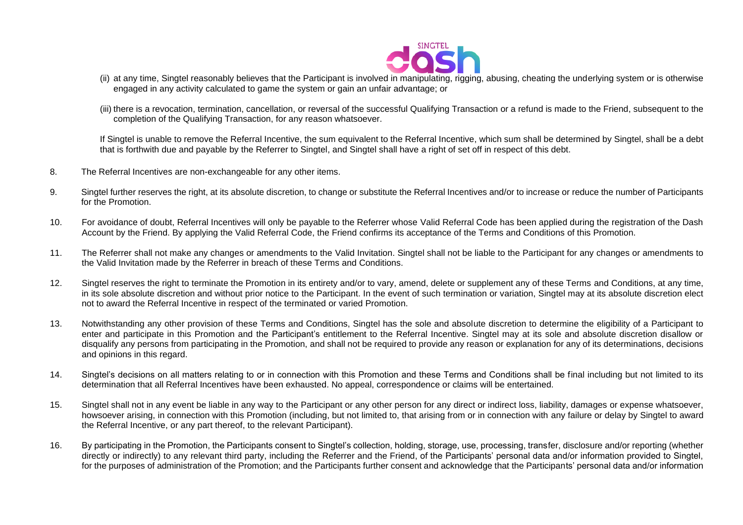(ii) at any time, Singtel reasonably believes that the Participant is involved in manipulating, rigging, abusing, cheating the underlying system or is otherwise engaged in any activity calculated to game the system or gain an unfair advantage; or

(iii) there is a revocation, termination, cancellation, or reversal of the successful Qualifying Transaction or a refund is made to the Friend, subsequent to the completion of the Qualifying Transaction, for any reason whatsoever.

If Singtel is unable to remove the Referral Incentive, the sum equivalent to the Referral Incentive, which sum shall be determined by Singtel, shall be a debt that is forthwith due and payable by the Referrer to Singtel, and Singtel shall have a right of set off in respect of this debt.

8. The Referral Incentives are non-exchangeable for any other items.

9. Singtel further reserves the right, at its absolute discretion, to change or substitute the Referral Incentives and/or to increase or reduce the number of Participants for the Promotion.

10. For avoidance of doubt, Referral Incentives will only be payable to the Referrer whose Valid Referral Code has been applied during the registration of the Dash Account by the Friend. By applying the Valid Referral Code, the Friend confirms its acceptance of the Terms and Conditions of this Promotion.

11. The Referrer shall not make any changes or amendments to the Valid Invitation. Singtel shall not be liable to the Participant for any changes or amendments to the Valid Invitation made by the Referrer in breach of these Terms and Conditions.

12. Singtel reserves the right to terminate the Promotion in its entirety and/or to vary, amend, delete or supplement any of these Terms and Conditions, at any time, in its sole absolute discretion and without prior notice to the Participant. In the event of such termination or variation, Singtel may at its absolute discretion elect not to award the Referral Incentive in respect of the terminated or varied Promotion.

13. Notwithstanding any other provision of these Terms and Conditions, Singtel has the sole and absolute discretion to determine the eligibility of a Participant to enter and participate in this Promotion and the Participant's entitlement to the Referral Incentive. Singtel may at its sole and absolute discretion disallow or disqualify any persons from participating in the Promotion, and shall not be required to provide any reason or explanation for any of its determinations, decisions and opinions in this regard.

14. Singtel's decisions on all matters relating to or in connection with this Promotion and these Terms and Conditions shall be final including but not limited to its determination that all Referral Incentives have been exhausted. No appeal, correspondence or claims will be entertained.

15. Singtel shall not in any event be liable in any way to the Participant or any other person for any direct or indirect loss, liability, damages or expense whatsoever, howsoever arising, in connection with this Promotion (including, but not limited to, that arising from or in connection with any failure or delay by Singtel to award the Referral Incentive, or any part thereof, to the relevant Participant).

16. By participating in the Promotion, the Participants consent to Singtel's collection, holding, storage, use, processing, transfer, disclosure and/or reporting (whether directly or indirectly) to any relevant third party, including the Referrer and the Friend, of the Participants' personal data and/or information provided to Singtel, for the purposes of administration of the Promotion; and the Participants further consent and acknowledge that the Participants' personal data and/or information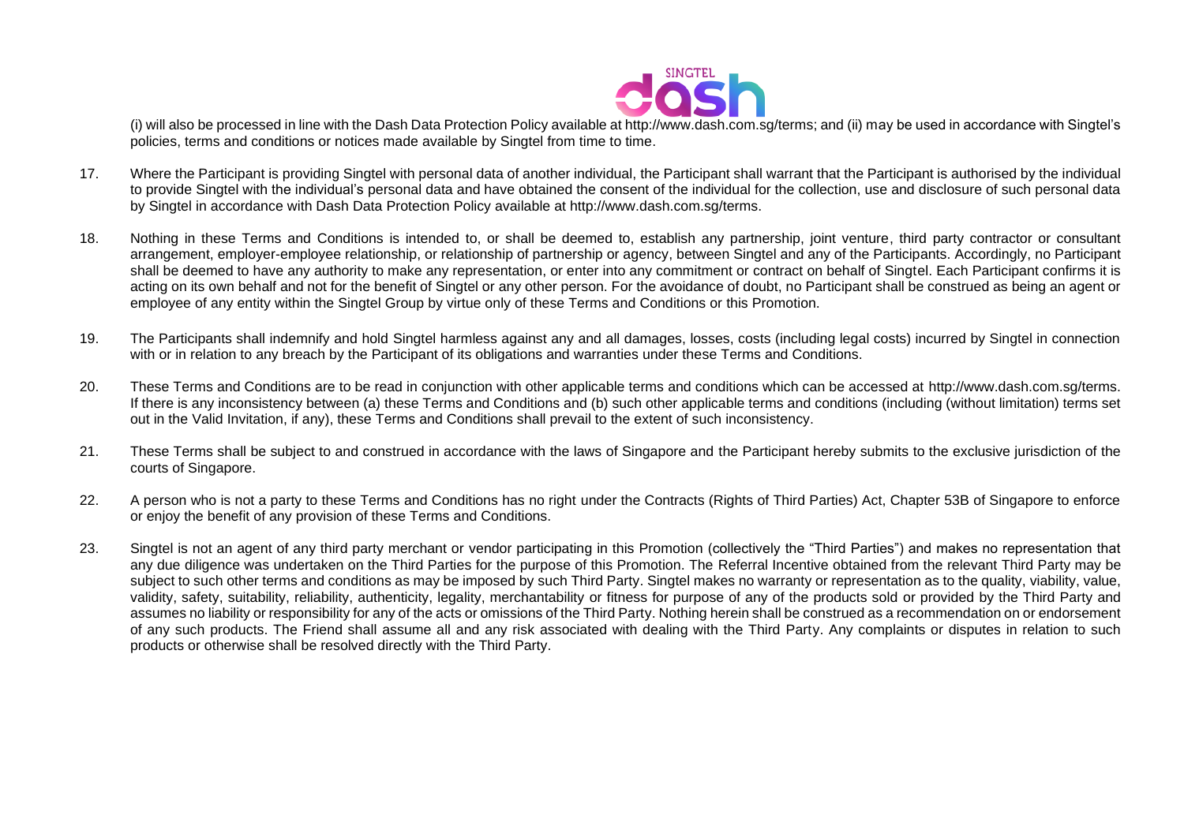(i) will also be processed in line with the Dash Data Protection Policy available at http://www.dash.com.sg/terms; and (ii) may be used in accordance with Singtel's policies, terms and conditions or notices made available by Singtel from time to time.

17. Where the Participant is providing Singtel with personal data of another individual, the Participant shall warrant that the Participant is authorised by the individual to provide Singtel with the individual's personal data and have obtained the consent of the individual for the collection, use and disclosure of such personal data by Singtel in accordance with Dash Data Protection Policy available at http://www.dash.com.sg/terms.

18. Nothing in these Terms and Conditions is intended to, or shall be deemed to, establish any partnership, joint venture, third party contractor or consultant arrangement, employer-employee relationship, or relationship of partnership or agency, between Singtel and any of the Participants. Accordingly, no Participant shall be deemed to have any authority to make any representation, or enter into any commitment or contract on behalf of Singtel. Each Participant confirms it is acting on its own behalf and not for the benefit of Singtel or any other person. For the avoidance of doubt, no Participant shall be construed as being an agent or employee of any entity within the Singtel Group by virtue only of these Terms and Conditions or this Promotion.

19. The Participants shall indemnify and hold Singtel harmless against any and all damages, losses, costs (including legal costs) incurred by Singtel in connection with or in relation to any breach by the Participant of its obligations and warranties under these Terms and Conditions.

20. These Terms and Conditions are to be read in conjunction with other applicable terms and conditions which can be accessed at http://www.dash.com.sg/terms. If there is any inconsistency between (a) these Terms and Conditions and (b) such other applicable terms and conditions (including (without limitation) terms set out in the Valid Invitation, if any), these Terms and Conditions shall prevail to the extent of such inconsistency.

21. These Terms shall be subject to and construed in accordance with the laws of Singapore and the Participant hereby submits to the exclusive jurisdiction of the courts of Singapore.

22. A person who is not a party to these Terms and Conditions has no right under the Contracts (Rights of Third Parties) Act, Chapter 53B of Singapore to enforce or enjoy the benefit of any provision of these Terms and Conditions.

23. Singtel is not an agent of any third party merchant or vendor participating in this Promotion (collectively the "Third Parties") and makes no representation that any due diligence was undertaken on the Third Parties for the purpose of this Promotion. The Referral Incentive obtained from the relevant Third Party may be subject to such other terms and conditions as may be imposed by such Third Party. Singtel makes no warranty or representation as to the quality, viability, value, validity, safety, suitability, reliability, authenticity, legality, merchantability or fitness for purpose of any of the products sold or provided by the Third Party and assumes no liability or responsibility for any of the acts or omissions of the Third Party. Nothing herein shall be construed as a recommendation on or endorsement of any such products. The Friend shall assume all and any risk associated with dealing with the Third Party. Any complaints or disputes in relation to such products or otherwise shall be resolved directly with the Third Party.